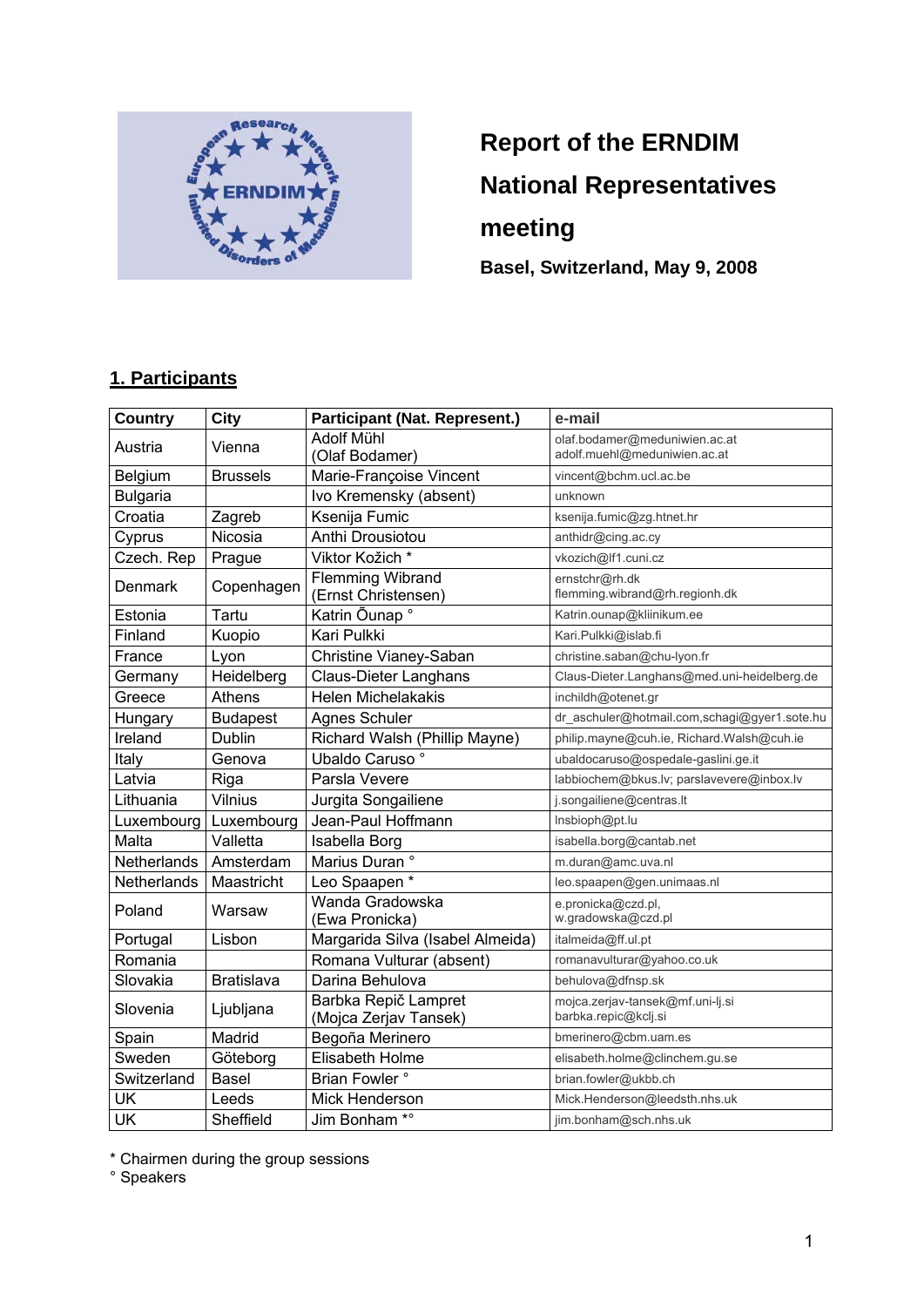# Report of the ERNDIM National Representatives meeting

**Basel, Switzerland, May 9, 2008**

## 1. Participants

| Country | City | Participant (Nat. Represent.) | e-mail |
|---|---|---|---|
| Austria | Vienna | Adolf Mühl (Olaf Bodamer) | olaf.bodamer@meduniwien.ac.at adolf.muehl@meduniwien.ac.at |
| Belgium | Brussels | Marie-Françoise Vincent | vincent@bchm.ucl.ac.be |
| Bulgaria | | Ivo Kremensky (absent) | unknown |
| Croatia | Zagreb | Ksenija Fumic | ksenija.fumic@zg.htnet.hr |
| Cyprus | Nicosia | Anthi Drousiotou | anthidr@cing.ac.cy |
| Czech. Rep | Prague | Viktor Kožich * | vkozich@lf1.cuni.cz |
| Denmark | Copenhagen | Flemming Wibrand (Ernst Christensen) | ernstchr@rh.dk flemming.wibrand@rh.regionh.dk |
| Estonia | Tartu | Katrin Õunap ° | Katrin.ounap@kliinikum.ee |
| Finland | Kuopio | Kari Pulkki | Kari.Pulkki@islab.fi |
| France | Lyon | Christine Vianey-Saban | christine.saban@chu-lyon.fr |
| Germany | Heidelberg | Claus-Dieter Langhans | Claus-Dieter.Langhans@med.uni-heidelberg.de |
| Greece | Athens | Helen Michelakakis | inchildh@otenet.gr |
| Hungary | Budapest | Agnes Schuler | dr_aschuler@hotmail.com,schagi@gyer1.sote.hu |
| Ireland | Dublin | Richard Walsh (Phillip Mayne) | philip.mayne@cuh.ie, Richard.Walsh@cuh.ie |
| Italy | Genova | Ubaldo Caruso ° | ubaldocaruso@ospedale-gaslini.ge.it |
| Latvia | Riga | Parsla Vevere | labbiochem@bkus.lv; parslavevere@inbox.lv |
| Lithuania | Vilnius | Jurgita Songailiene | j.songailiene@centras.lt |
| Luxembourg | Luxembourg | Jean-Paul Hoffmann | lnsbioph@pt.lu |
| Malta | Valletta | Isabella Borg | isabella.borg@cantab.net |
| Netherlands | Amsterdam | Marius Duran ° | m.duran@amc.uva.nl |
| Netherlands | Maastricht | Leo Spaapen * | leo.spaapen@gen.unimaas.nl |
| Poland | Warsaw | Wanda Gradowska (Ewa Pronicka) | e.pronicka@czd.pl, w.gradowska@czd.pl |
| Portugal | Lisbon | Margarida Silva (Isabel Almeida) | italmeida@ff.ul.pt |
| Romania | | Romana Vulturar (absent) | romanavulturar@yahoo.co.uk |
| Slovakia | Bratislava | Darina Behulova | behulova@dfnsp.sk |
| Slovenia | Ljubljana | Barbka Repič Lampret (Mojca Zerjav Tansek) | mojca.zerjav-tansek@mf.uni-lj.si barbka.repic@kclj.si |
| Spain | Madrid | Begoña Merinero | bmerinero@cbm.uam.es |
| Sweden | Göteborg | Elisabeth Holme | elisabeth.holme@clinchem.gu.se |
| Switzerland | Basel | Brian Fowler ° | brian.fowler@ukbb.ch |
| UK | Leeds | Mick Henderson | Mick.Henderson@leedsth.nhs.uk |
| UK | Sheffield | Jim Bonham *° | jim.bonham@sch.nhs.uk |

* Chairmen during the group sessions

° Speakers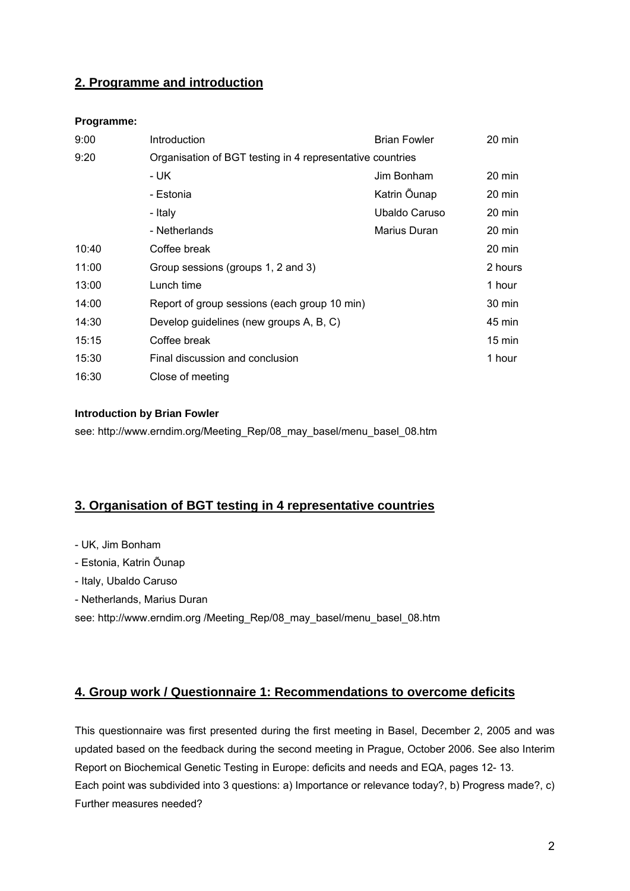## 2. Programme and introduction

**Programme:**

| | | | |
|---|---|---|---|
| 9:00 | Introduction | Brian Fowler | 20 min |
| 9:20 | Organisation of BGT testing in 4 representative countries | | |
| | - UK | Jim Bonham | 20 min |
| | - Estonia | Katrin Õunap | 20 min |
| | - Italy | Ubaldo Caruso | 20 min |
| | - Netherlands | Marius Duran | 20 min |
| 10:40 | Coffee break | | 20 min |
| 11:00 | Group sessions (groups 1, 2 and 3) | | 2 hours |
| 13:00 | Lunch time | | 1 hour |
| 14:00 | Report of group sessions (each group 10 min) | | 30 min |
| 14:30 | Develop guidelines (new groups A, B, C) | | 45 min |
| 15:15 | Coffee break | | 15 min |
| 15:30 | Final discussion and conclusion | | 1 hour |
| 16:30 | Close of meeting | | |

**Introduction by Brian Fowler**

see: http://www.erndim.org/Meeting_Rep/08_may_basel/menu_basel_08.htm

## 3. Organisation of BGT testing in 4 representative countries

- UK, Jim Bonham
- Estonia, Katrin Õunap
- Italy, Ubaldo Caruso
- Netherlands, Marius Duran

see: http://www.erndim.org /Meeting_Rep/08_may_basel/menu_basel_08.htm

## 4. Group work / Questionnaire 1: Recommendations to overcome deficits

This questionnaire was first presented during the first meeting in Basel, December 2, 2005 and was updated based on the feedback during the second meeting in Prague, October 2006. See also Interim Report on Biochemical Genetic Testing in Europe: deficits and needs and EQA, pages 12- 13.
Each point was subdivided into 3 questions: a) Importance or relevance today?, b) Progress made?, c) Further measures needed?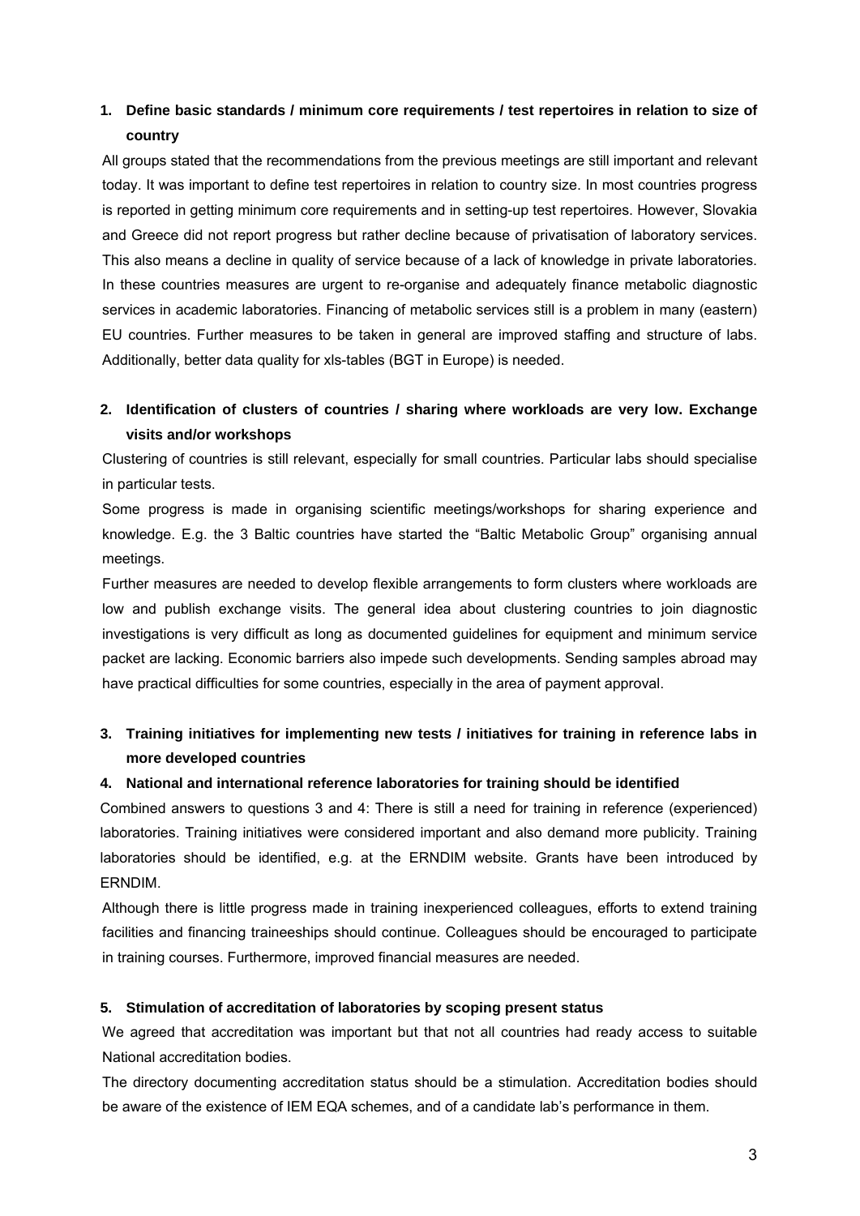1. **Define basic standards / minimum core requirements / test repertoires in relation to size of country**

All groups stated that the recommendations from the previous meetings are still important and relevant today. It was important to define test repertoires in relation to country size. In most countries progress is reported in getting minimum core requirements and in setting-up test repertoires. However, Slovakia and Greece did not report progress but rather decline because of privatisation of laboratory services. This also means a decline in quality of service because of a lack of knowledge in private laboratories. In these countries measures are urgent to re-organise and adequately finance metabolic diagnostic services in academic laboratories. Financing of metabolic services still is a problem in many (eastern) EU countries. Further measures to be taken in general are improved staffing and structure of labs. Additionally, better data quality for xls-tables (BGT in Europe) is needed.

2. **Identification of clusters of countries / sharing where workloads are very low. Exchange visits and/or workshops**

Clustering of countries is still relevant, especially for small countries. Particular labs should specialise in particular tests.

Some progress is made in organising scientific meetings/workshops for sharing experience and knowledge. E.g. the 3 Baltic countries have started the "Baltic Metabolic Group" organising annual meetings.

Further measures are needed to develop flexible arrangements to form clusters where workloads are low and publish exchange visits. The general idea about clustering countries to join diagnostic investigations is very difficult as long as documented guidelines for equipment and minimum service packet are lacking. Economic barriers also impede such developments. Sending samples abroad may have practical difficulties for some countries, especially in the area of payment approval.

3. **Training initiatives for implementing new tests / initiatives for training in reference labs in more developed countries**

4. **National and international reference laboratories for training should be identified**

Combined answers to questions 3 and 4: There is still a need for training in reference (experienced) laboratories. Training initiatives were considered important and also demand more publicity. Training laboratories should be identified, e.g. at the ERNDIM website. Grants have been introduced by ERNDIM.

Although there is little progress made in training inexperienced colleagues, efforts to extend training facilities and financing traineeships should continue. Colleagues should be encouraged to participate in training courses. Furthermore, improved financial measures are needed.

5. **Stimulation of accreditation of laboratories by scoping present status**

We agreed that accreditation was important but that not all countries had ready access to suitable National accreditation bodies.

The directory documenting accreditation status should be a stimulation. Accreditation bodies should be aware of the existence of IEM EQA schemes, and of a candidate lab's performance in them.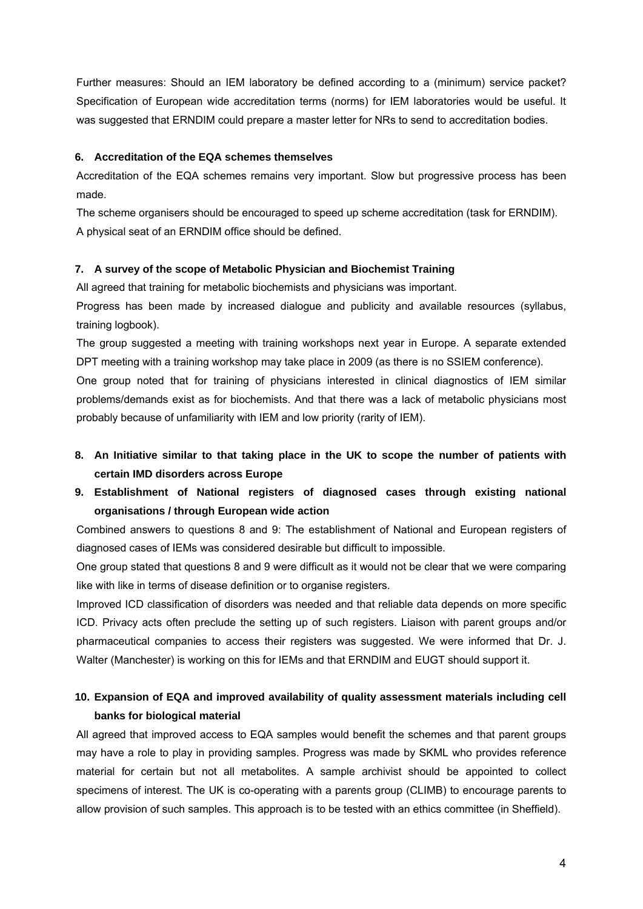Further measures: Should an IEM laboratory be defined according to a (minimum) service packet? Specification of European wide accreditation terms (norms) for IEM laboratories would be useful. It was suggested that ERNDIM could prepare a master letter for NRs to send to accreditation bodies.

**6. Accreditation of the EQA schemes themselves**

Accreditation of the EQA schemes remains very important. Slow but progressive process has been made.

The scheme organisers should be encouraged to speed up scheme accreditation (task for ERNDIM).

A physical seat of an ERNDIM office should be defined.

**7. A survey of the scope of Metabolic Physician and Biochemist Training**

All agreed that training for metabolic biochemists and physicians was important.

Progress has been made by increased dialogue and publicity and available resources (syllabus, training logbook).

The group suggested a meeting with training workshops next year in Europe. A separate extended DPT meeting with a training workshop may take place in 2009 (as there is no SSIEM conference).

One group noted that for training of physicians interested in clinical diagnostics of IEM similar problems/demands exist as for biochemists. And that there was a lack of metabolic physicians most probably because of unfamiliarity with IEM and low priority (rarity of IEM).

**8. An Initiative similar to that taking place in the UK to scope the number of patients with certain IMD disorders across Europe**

**9. Establishment of National registers of diagnosed cases through existing national organisations / through European wide action**

Combined answers to questions 8 and 9: The establishment of National and European registers of diagnosed cases of IEMs was considered desirable but difficult to impossible.

One group stated that questions 8 and 9 were difficult as it would not be clear that we were comparing like with like in terms of disease definition or to organise registers.

Improved ICD classification of disorders was needed and that reliable data depends on more specific ICD. Privacy acts often preclude the setting up of such registers. Liaison with parent groups and/or pharmaceutical companies to access their registers was suggested. We were informed that Dr. J. Walter (Manchester) is working on this for IEMs and that ERNDIM and EUGT should support it.

**10. Expansion of EQA and improved availability of quality assessment materials including cell banks for biological material**

All agreed that improved access to EQA samples would benefit the schemes and that parent groups may have a role to play in providing samples. Progress was made by SKML who provides reference material for certain but not all metabolites. A sample archivist should be appointed to collect specimens of interest. The UK is co-operating with a parents group (CLIMB) to encourage parents to allow provision of such samples. This approach is to be tested with an ethics committee (in Sheffield).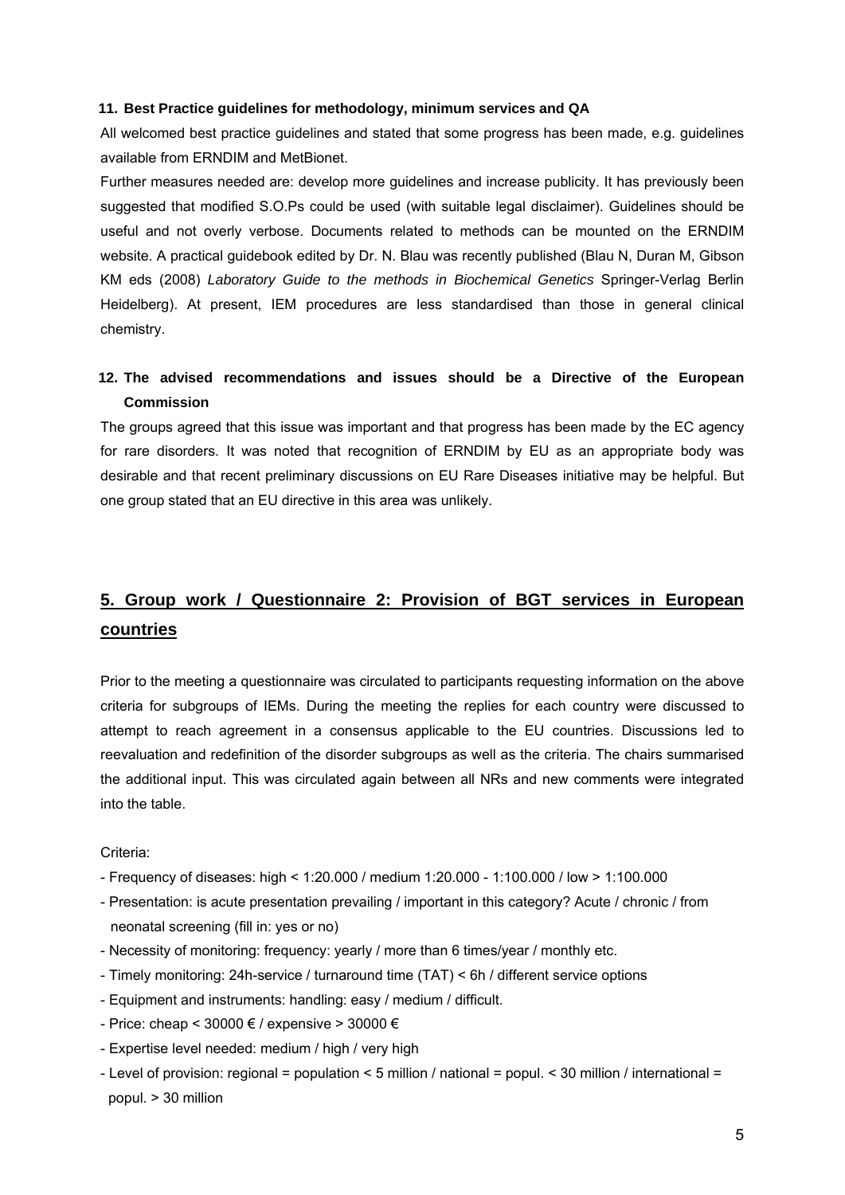**11. Best Practice guidelines for methodology, minimum services and QA**

All welcomed best practice guidelines and stated that some progress has been made, e.g. guidelines available from ERNDIM and MetBionet.

Further measures needed are: develop more guidelines and increase publicity. It has previously been suggested that modified S.O.Ps could be used (with suitable legal disclaimer). Guidelines should be useful and not overly verbose. Documents related to methods can be mounted on the ERNDIM website. A practical guidebook edited by Dr. N. Blau was recently published (Blau N, Duran M, Gibson KM eds (2008) *Laboratory Guide to the methods in Biochemical Genetics* Springer-Verlag Berlin Heidelberg). At present, IEM procedures are less standardised than those in general clinical chemistry.

**12. The advised recommendations and issues should be a Directive of the European Commission**

The groups agreed that this issue was important and that progress has been made by the EC agency for rare disorders. It was noted that recognition of ERNDIM by EU as an appropriate body was desirable and that recent preliminary discussions on EU Rare Diseases initiative may be helpful. But one group stated that an EU directive in this area was unlikely.

## 5. Group work / Questionnaire 2: Provision of BGT services in European countries

Prior to the meeting a questionnaire was circulated to participants requesting information on the above criteria for subgroups of IEMs. During the meeting the replies for each country were discussed to attempt to reach agreement in a consensus applicable to the EU countries. Discussions led to reevaluation and redefinition of the disorder subgroups as well as the criteria. The chairs summarised the additional input. This was circulated again between all NRs and new comments were integrated into the table.

Criteria:

- Frequency of diseases: high < 1:20.000 / medium 1:20.000 - 1:100.000 / low > 1:100.000
- Presentation: is acute presentation prevailing / important in this category? Acute / chronic / from neonatal screening (fill in: yes or no)
- Necessity of monitoring: frequency: yearly / more than 6 times/year / monthly etc.
- Timely monitoring: 24h-service / turnaround time (TAT) < 6h / different service options
- Equipment and instruments: handling: easy / medium / difficult.
- Price: cheap < 30000 € / expensive > 30000 €
- Expertise level needed: medium / high / very high
- Level of provision: regional = population < 5 million / national = popul. < 30 million / international = popul. > 30 million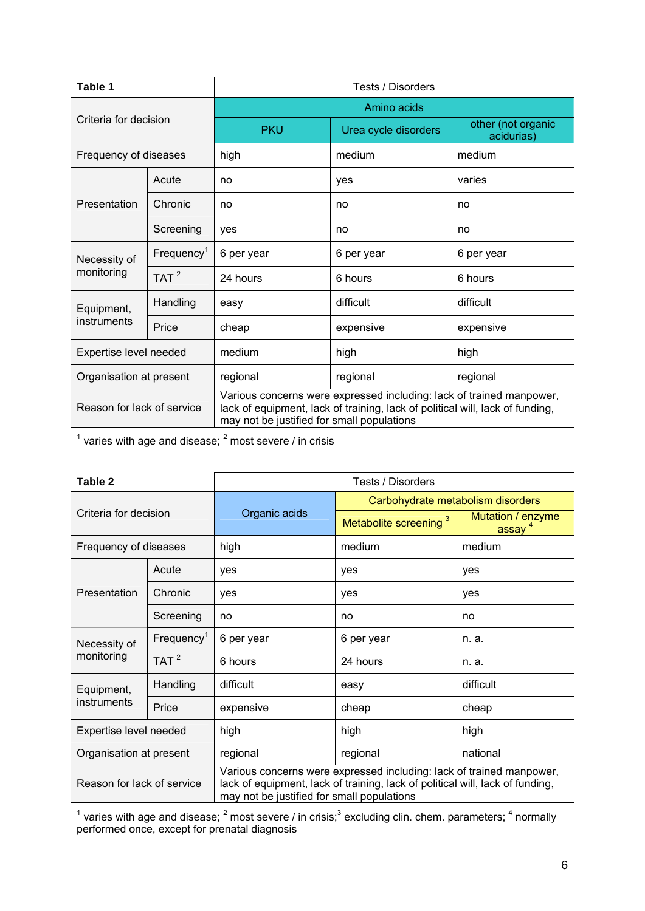**Table 1**

| Criteria for decision | | Tests / Disorders | | |
|---|---|---|---|---|
| | | Amino acids | | |
| | | PKU | Urea cycle disorders | other (not organic acidurias) |
| Frequency of diseases | | high | medium | medium |
| Presentation | Acute | no | yes | varies |
| | Chronic | no | no | no |
| | Screening | yes | no | no |
| Necessity of monitoring | Frequency[1] | 6 per year | 6 per year | 6 per year |
| | TAT [2] | 24 hours | 6 hours | 6 hours |
| Equipment, instruments | Handling | easy | difficult | difficult |
| | Price | cheap | expensive | expensive |
| Expertise level needed | | medium | high | high |
| Organisation at present | | regional | regional | regional |
| Reason for lack of service | | Various concerns were expressed including: lack of trained manpower, lack of equipment, lack of training, lack of political will, lack of funding, may not be justified for small populations | | |

[1] varies with age and disease; [2] most severe / in crisis

**Table 2**

| Criteria for decision | | Tests / Disorders | | |
|---|---|---|---|---|
| | | Organic acids | Carbohydrate metabolism disorders | |
| | | | Metabolite screening [3] | Mutation / enzyme assay [4] |
| Frequency of diseases | | high | medium | medium |
| Presentation | Acute | yes | yes | yes |
| | Chronic | yes | yes | yes |
| | Screening | no | no | no |
| Necessity of monitoring | Frequency[1] | 6 per year | 6 per year | n. a. |
| | TAT [2] | 6 hours | 24 hours | n. a. |
| Equipment, instruments | Handling | difficult | easy | difficult |
| | Price | expensive | cheap | cheap |
| Expertise level needed | | high | high | high |
| Organisation at present | | regional | regional | national |
| Reason for lack of service | | Various concerns were expressed including: lack of trained manpower, lack of equipment, lack of training, lack of political will, lack of funding, may not be justified for small populations | | |

[1] varies with age and disease; [2] most severe / in crisis;[3] excluding clin. chem. parameters; [4] normally performed once, except for prenatal diagnosis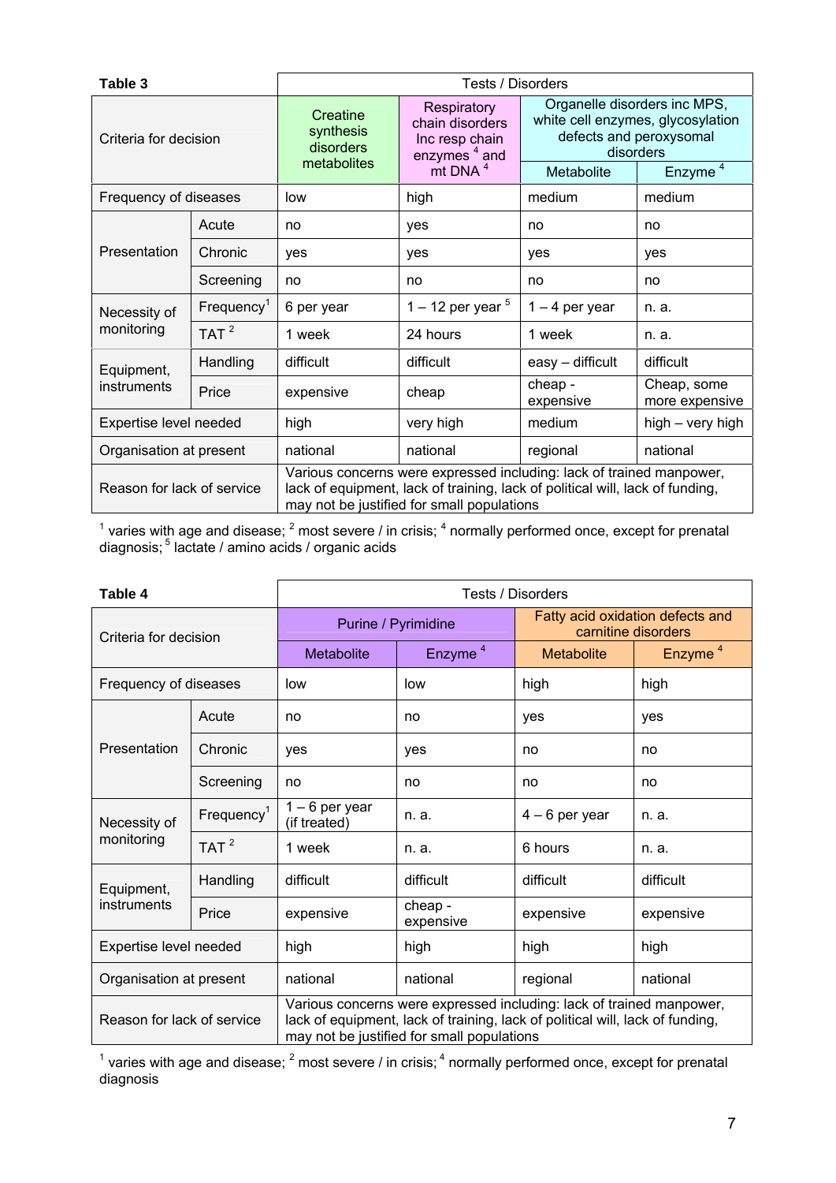**Table 3**

| Criteria for decision | | Creatine synthesis disorders metabolites | Respiratory chain disorders Inc resp chain enzymes [4] and mt DNA [4] | Organelle disorders inc MPS, white cell enzymes, glycosylation defects and peroxysomal disorders | |
|---|---|---|---|---|---|
| | | | | Metabolite | Enzyme [4] |
| Frequency of diseases | | low | high | medium | medium |
| Presentation | Acute | no | yes | no | no |
| | Chronic | yes | yes | yes | yes |
| | Screening | no | no | no | no |
| Necessity of monitoring | Frequency[1] | 6 per year | 1 – 12 per year [5] | 1 – 4 per year | n. a. |
| | TAT [2] | 1 week | 24 hours | 1 week | n. a. |
| Equipment, instruments | Handling | difficult | difficult | easy – difficult | difficult |
| | Price | expensive | cheap | cheap - expensive | Cheap, some more expensive |
| Expertise level needed | | high | very high | medium | high – very high |
| Organisation at present | | national | national | regional | national |
| Reason for lack of service | | Various concerns were expressed including: lack of trained manpower, lack of equipment, lack of training, lack of political will, lack of funding, may not be justified for small populations | | | |

[1] varies with age and disease; [2] most severe / in crisis; [4] normally performed once, except for prenatal diagnosis; [5] lactate / amino acids / organic acids

**Table 4**

| Criteria for decision | | Purine / Pyrimidine | | Fatty acid oxidation defects and carnitine disorders | |
|---|---|---|---|---|---|
| | | Metabolite | Enzyme [4] | Metabolite | Enzyme [4] |
| Frequency of diseases | | low | low | high | high |
| Presentation | Acute | no | no | yes | yes |
| | Chronic | yes | yes | no | no |
| | Screening | no | no | no | no |
| Necessity of monitoring | Frequency[1] | 1 – 6 per year (if treated) | n. a. | 4 – 6 per year | n. a. |
| | TAT [2] | 1 week | n. a. | 6 hours | n. a. |
| Equipment, instruments | Handling | difficult | difficult | difficult | difficult |
| | Price | expensive | cheap - expensive | expensive | expensive |
| Expertise level needed | | high | high | high | high |
| Organisation at present | | national | national | regional | national |
| Reason for lack of service | | Various concerns were expressed including: lack of trained manpower, lack of equipment, lack of training, lack of political will, lack of funding, may not be justified for small populations | | | |

[1] varies with age and disease; [2] most severe / in crisis; [4] normally performed once, except for prenatal diagnosis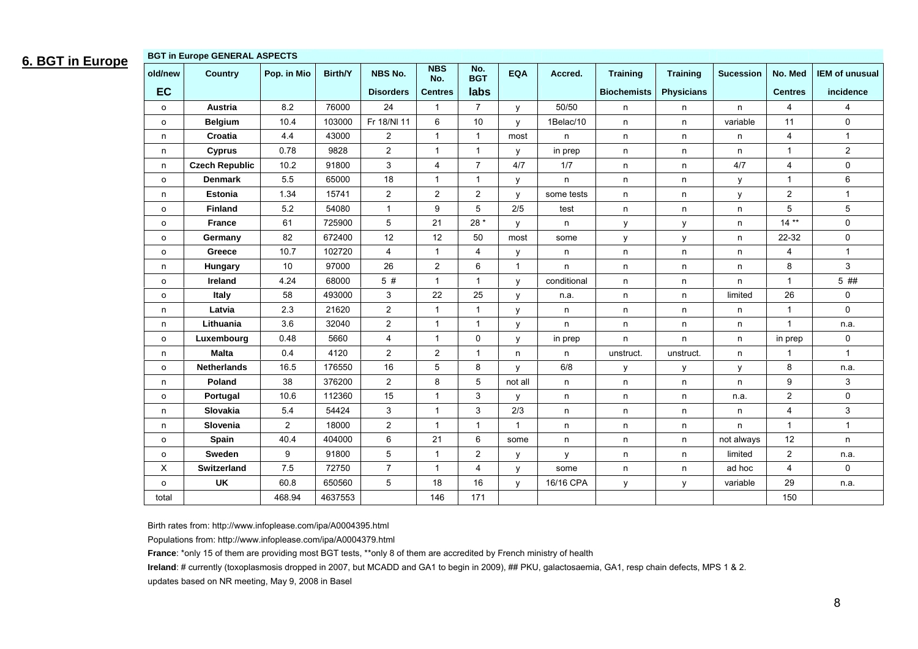## 6. BGT in Europe

**BGT in Europe GENERAL ASPECTS**

| old/new EC | Country | Pop. in Mio | Birth/Y | NBS No. Disorders | NBS No. Centres | No. BGT labs | EQA | Accred. | Training Biochemists | Training Physicians | Sucession | No. Med Centres | IEM of unusual incidence |
|---|---|---|---|---|---|---|---|---|---|---|---|---|---|
| o | **Austria** | 8.2 | 76000 | 24 | 1 | 7 | y | 50/50 | n | n | n | 4 | 4 |
| o | **Belgium** | 10.4 | 103000 | Fr 18/Nl 11 | 6 | 10 | y | 1Belac/10 | n | n | variable | 11 | 0 |
| n | **Croatia** | 4.4 | 43000 | 2 | 1 | 1 | most | n | n | n | n | 4 | 1 |
| n | **Cyprus** | 0.78 | 9828 | 2 | 1 | 1 | y | in prep | n | n | n | 1 | 2 |
| n | **Czech Republic** | 10.2 | 91800 | 3 | 4 | 7 | 4/7 | 1/7 | n | n | 4/7 | 4 | 0 |
| o | **Denmark** | 5.5 | 65000 | 18 | 1 | 1 | y | n | n | n | y | 1 | 6 |
| n | **Estonia** | 1.34 | 15741 | 2 | 2 | 2 | y | some tests | n | n | y | 2 | 1 |
| o | **Finland** | 5.2 | 54080 | 1 | 9 | 5 | 2/5 | test | n | n | n | 5 | 5 |
| o | **France** | 61 | 725900 | 5 | 21 | 28 * | y | n | y | y | n | 14 ** | 0 |
| o | **Germany** | 82 | 672400 | 12 | 12 | 50 | most | some | y | y | n | 22-32 | 0 |
| o | **Greece** | 10.7 | 102720 | 4 | 1 | 4 | y | n | n | n | n | 4 | 1 |
| n | **Hungary** | 10 | 97000 | 26 | 2 | 6 | 1 | n | n | n | n | 8 | 3 |
| o | **Ireland** | 4.24 | 68000 | 5 # | 1 | 1 | y | conditional | n | n | n | 1 | 5 ## |
| o | **Italy** | 58 | 493000 | 3 | 22 | 25 | y | n.a. | n | n | limited | 26 | 0 |
| n | **Latvia** | 2.3 | 21620 | 2 | 1 | 1 | y | n | n | n | n | 1 | 0 |
| n | **Lithuania** | 3.6 | 32040 | 2 | 1 | 1 | y | n | n | n | n | 1 | n.a. |
| o | **Luxembourg** | 0.48 | 5660 | 4 | 1 | 0 | y | in prep | n | n | n | in prep | 0 |
| n | **Malta** | 0.4 | 4120 | 2 | 2 | 1 | n | n | unstruct. | unstruct. | n | 1 | 1 |
| o | **Netherlands** | 16.5 | 176550 | 16 | 5 | 8 | y | 6/8 | y | y | y | 8 | n.a. |
| n | **Poland** | 38 | 376200 | 2 | 8 | 5 | not all | n | n | n | n | 9 | 3 |
| o | **Portugal** | 10.6 | 112360 | 15 | 1 | 3 | y | n | n | n | n.a. | 2 | 0 |
| n | **Slovakia** | 5.4 | 54424 | 3 | 1 | 3 | 2/3 | n | n | n | n | 4 | 3 |
| n | **Slovenia** | 2 | 18000 | 2 | 1 | 1 | 1 | n | n | n | n | 1 | 1 |
| o | **Spain** | 40.4 | 404000 | 6 | 21 | 6 | some | n | n | n | not always | 12 | n |
| o | **Sweden** | 9 | 91800 | 5 | 1 | 2 | y | y | n | n | limited | 2 | n.a. |
| X | **Switzerland** | 7.5 | 72750 | 7 | 1 | 4 | y | some | n | n | ad hoc | 4 | 0 |
| o | **UK** | 60.8 | 650560 | 5 | 18 | 16 | y | 16/16 CPA | y | y | variable | 29 | n.a. |
| total | | 468.94 | 4637553 | | 146 | 171 | | | | | | 150 | |

Birth rates from: http://www.infoplease.com/ipa/A0004395.html

Populations from: http://www.infoplease.com/ipa/A0004379.html

**France**: *only 15 of them are providing most BGT tests, **only 8 of them are accredited by French ministry of health

**Ireland**: # currently (toxoplasmosis dropped in 2007, but MCADD and GA1 to begin in 2009), ## PKU, galactosaemia, GA1, resp chain defects, MPS 1 & 2.

updates based on NR meeting, May 9, 2008 in Basel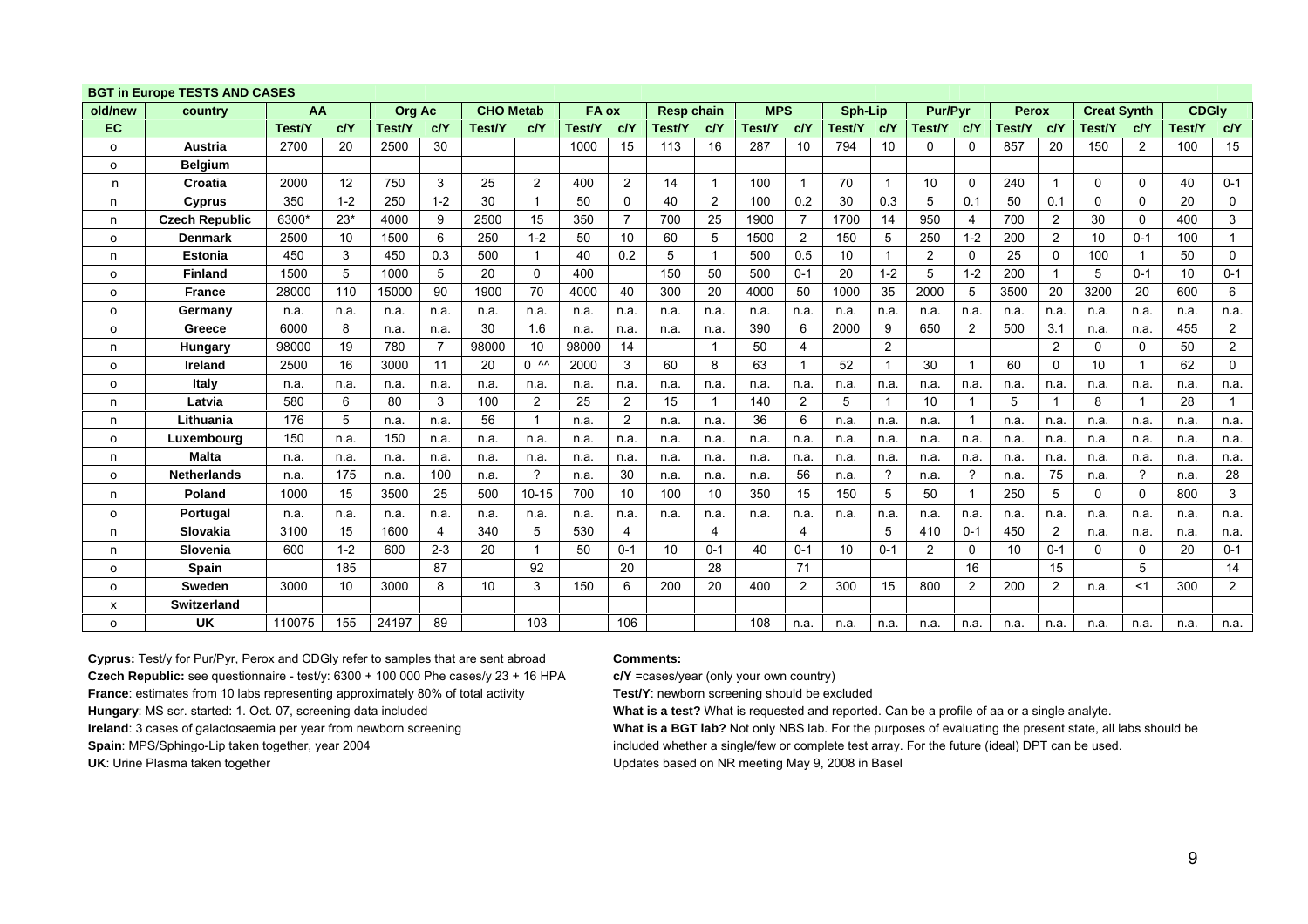## BGT in Europe TESTS AND CASES

| old/new | country | AA | | Org Ac | | CHO Metab | | FA ox | | Resp chain | | MPS | | Sph-Lip | | Pur/Pyr | | Perox | | Creat Synth | | CDGly | |
|---|---|---|---|---|---|---|---|---|---|---|---|---|---|---|---|---|---|---|---|---|---|---|---|
| EC | | Test/Y | c/Y | Test/Y | c/Y | Test/Y | c/Y | Test/Y | c/Y | Test/Y | c/Y | Test/Y | c/Y | Test/Y | c/Y | Test/Y | c/Y | Test/Y | c/Y | Test/Y | c/Y | Test/Y | c/Y |
| o | **Austria** | 2700 | 20 | 2500 | 30 | | | 1000 | 15 | 113 | 16 | 287 | 10 | 794 | 10 | 0 | 0 | 857 | 20 | 150 | 2 | 100 | 15 |
| o | **Belgium** | | | | | | | | | | | | | | | | | | | | | | |
| n | **Croatia** | 2000 | 12 | 750 | 3 | 25 | 2 | 400 | 2 | 14 | 1 | 100 | 1 | 70 | 1 | 10 | 0 | 240 | 1 | 0 | 0 | 40 | 0-1 |
| n | **Cyprus** | 350 | 1-2 | 250 | 1-2 | 30 | 1 | 50 | 0 | 40 | 2 | 100 | 0.2 | 30 | 0.3 | 5 | 0.1 | 50 | 0.1 | 0 | 0 | 20 | 0 |
| n | **Czech Republic** | 6300* | 23* | 4000 | 9 | 2500 | 15 | 350 | 7 | 700 | 25 | 1900 | 7 | 1700 | 14 | 950 | 4 | 700 | 2 | 30 | 0 | 400 | 3 |
| o | **Denmark** | 2500 | 10 | 1500 | 6 | 250 | 1-2 | 50 | 10 | 60 | 5 | 1500 | 2 | 150 | 5 | 250 | 1-2 | 200 | 2 | 10 | 0-1 | 100 | 1 |
| n | **Estonia** | 450 | 3 | 450 | 0.3 | 500 | 1 | 40 | 0.2 | 5 | 1 | 500 | 0.5 | 10 | 1 | 2 | 0 | 25 | 0 | 100 | 1 | 50 | 0 |
| o | **Finland** | 1500 | 5 | 1000 | 5 | 20 | 0 | 400 | | 150 | 50 | 500 | 0-1 | 20 | 1-2 | 5 | 1-2 | 200 | 1 | 5 | 0-1 | 10 | 0-1 |
| o | **France** | 28000 | 110 | 15000 | 90 | 1900 | 70 | 4000 | 40 | 300 | 20 | 4000 | 50 | 1000 | 35 | 2000 | 5 | 3500 | 20 | 3200 | 20 | 600 | 6 |
| o | **Germany** | n.a. | n.a. | n.a. | n.a. | n.a. | n.a. | n.a. | n.a. | n.a. | n.a. | n.a. | n.a. | n.a. | n.a. | n.a. | n.a. | n.a. | n.a. | n.a. | n.a. | n.a. | n.a. |
| o | **Greece** | 6000 | 8 | n.a. | n.a. | 30 | 1.6 | n.a. | n.a. | n.a. | n.a. | 390 | 6 | 2000 | 9 | 650 | 2 | 500 | 3.1 | n.a. | n.a. | 455 | 2 |
| n | **Hungary** | 98000 | 19 | 780 | 7 | 98000 | 10 | 98000 | 14 | | 1 | 50 | 4 | | 2 | | | | 2 | 0 | 0 | 50 | 2 |
| o | **Ireland** | 2500 | 16 | 3000 | 11 | 20 | 0 ^^ | 2000 | 3 | 60 | 8 | 63 | 1 | 52 | 1 | 30 | 1 | 60 | 0 | 10 | 1 | 62 | 0 |
| o | **Italy** | n.a. | n.a. | n.a. | n.a. | n.a. | n.a. | n.a. | n.a. | n.a. | n.a. | n.a. | n.a. | n.a. | n.a. | n.a. | n.a. | n.a. | n.a. | n.a. | n.a. | n.a. | n.a. |
| n | **Latvia** | 580 | 6 | 80 | 3 | 100 | 2 | 25 | 2 | 15 | 1 | 140 | 2 | 5 | 1 | 10 | 1 | 5 | 1 | 8 | 1 | 28 | 1 |
| n | **Lithuania** | 176 | 5 | n.a. | n.a. | 56 | 1 | n.a. | 2 | n.a. | n.a. | 36 | 6 | n.a. | n.a. | n.a. | 1 | n.a. | n.a. | n.a. | n.a. | n.a. | n.a. |
| o | **Luxembourg** | 150 | n.a. | 150 | n.a. | n.a. | n.a. | n.a. | n.a. | n.a. | n.a. | n.a. | n.a. | n.a. | n.a. | n.a. | n.a. | n.a. | n.a. | n.a. | n.a. | n.a. | n.a. |
| n | **Malta** | n.a. | n.a. | n.a. | n.a. | n.a. | n.a. | n.a. | n.a. | n.a. | n.a. | n.a. | n.a. | n.a. | n.a. | n.a. | n.a. | n.a. | n.a. | n.a. | n.a. | n.a. | n.a. |
| o | **Netherlands** | n.a. | 175 | n.a. | 100 | n.a. | ? | n.a. | 30 | n.a. | n.a. | n.a. | 56 | n.a. | ? | n.a. | ? | n.a. | 75 | n.a. | ? | n.a. | 28 |
| n | **Poland** | 1000 | 15 | 3500 | 25 | 500 | 10-15 | 700 | 10 | 100 | 10 | 350 | 15 | 150 | 5 | 50 | 1 | 250 | 5 | 0 | 0 | 800 | 3 |
| o | **Portugal** | n.a. | n.a. | n.a. | n.a. | n.a. | n.a. | n.a. | n.a. | n.a. | n.a. | n.a. | n.a. | n.a. | n.a. | n.a. | n.a. | n.a. | n.a. | n.a. | n.a. | n.a. | n.a. |
| n | **Slovakia** | 3100 | 15 | 1600 | 4 | 340 | 5 | 530 | 4 | | 4 | | 4 | | 5 | 410 | 0-1 | 450 | 2 | n.a. | n.a. | n.a. | n.a. |
| n | **Slovenia** | 600 | 1-2 | 600 | 2-3 | 20 | 1 | 50 | 0-1 | 10 | 0-1 | 40 | 0-1 | 10 | 0-1 | 2 | 0 | 10 | 0-1 | 0 | 0 | 20 | 0-1 |
| o | **Spain** | | 185 | | 87 | | 92 | | 20 | | 28 | | 71 | | | | 16 | | 15 | | 5 | | 14 |
| o | **Sweden** | 3000 | 10 | 3000 | 8 | 10 | 3 | 150 | 6 | 200 | 20 | 400 | 2 | 300 | 15 | 800 | 2 | 200 | 2 | n.a. | <1 | 300 | 2 |
| x | **Switzerland** | | | | | | | | | | | | | | | | | | | | | | |
| o | **UK** | 110075 | 155 | 24197 | 89 | | 103 | | 106 | | | 108 | n.a. | n.a. | n.a. | n.a. | n.a. | n.a. | n.a. | n.a. | n.a. | n.a. | n.a. |

**Cyprus:** Test/y for Pur/Pyr, Perox and CDGly refer to samples that are sent abroad
**Czech Republic:** see questionnaire - test/y: 6300 + 100 000 Phe cases/y 23 + 16 HPA
**France**: estimates from 10 labs representing approximately 80% of total activity
**Hungary**: MS scr. started: 1. Oct. 07, screening data included
**Ireland**: 3 cases of galactosaemia per year from newborn screening
**Spain**: MPS/Sphingo-Lip taken together, year 2004
**UK**: Urine Plasma taken together

**Comments:**
**c/Y** =cases/year (only your own country)
**Test/Y**: newborn screening should be excluded
**What is a test?** What is requested and reported. Can be a profile of aa or a single analyte.
**What is a BGT lab?** Not only NBS lab. For the purposes of evaluating the present state, all labs should be included whether a single/few or complete test array. For the future (ideal) DPT can be used.
Updates based on NR meeting May 9, 2008 in Basel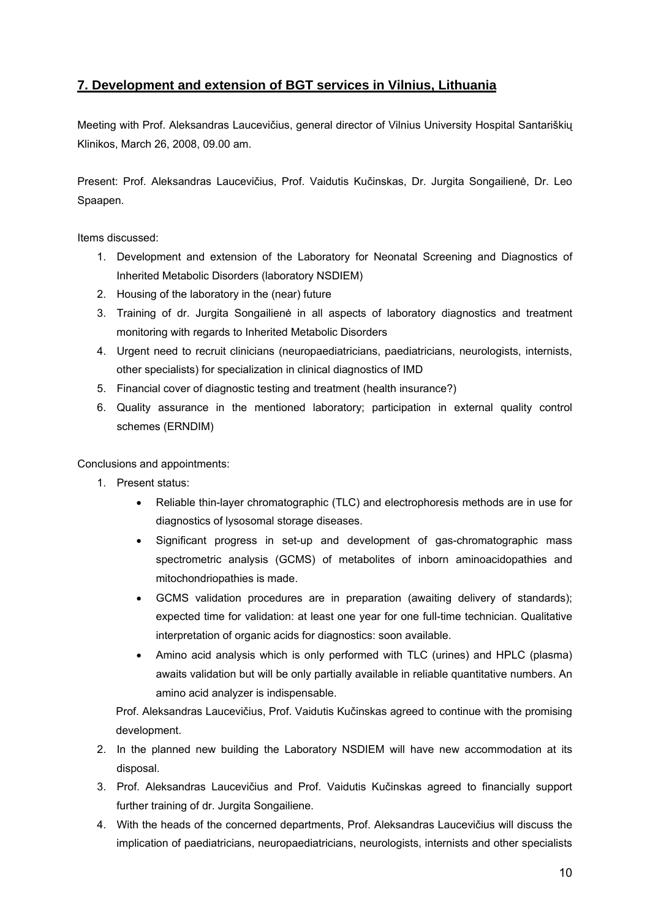## 7. Development and extension of BGT services in Vilnius, Lithuania

Meeting with Prof. Aleksandras Laucevičius, general director of Vilnius University Hospital Santariškių Klinikos, March 26, 2008, 09.00 am.

Present: Prof. Aleksandras Laucevičius, Prof. Vaidutis Kučinskas, Dr. Jurgita Songailienė, Dr. Leo Spaapen.

Items discussed:

1. Development and extension of the Laboratory for Neonatal Screening and Diagnostics of Inherited Metabolic Disorders (laboratory NSDIEM)
2. Housing of the laboratory in the (near) future
3. Training of dr. Jurgita Songailienė in all aspects of laboratory diagnostics and treatment monitoring with regards to Inherited Metabolic Disorders
4. Urgent need to recruit clinicians (neuropaediatricians, paediatricians, neurologists, internists, other specialists) for specialization in clinical diagnostics of IMD
5. Financial cover of diagnostic testing and treatment (health insurance?)
6. Quality assurance in the mentioned laboratory; participation in external quality control schemes (ERNDIM)

Conclusions and appointments:

1. Present status:
   - Reliable thin-layer chromatographic (TLC) and electrophoresis methods are in use for diagnostics of lysosomal storage diseases.
   - Significant progress in set-up and development of gas-chromatographic mass spectrometric analysis (GCMS) of metabolites of inborn aminoacidopathies and mitochondriopathies is made.
   - GCMS validation procedures are in preparation (awaiting delivery of standards); expected time for validation: at least one year for one full-time technician. Qualitative interpretation of organic acids for diagnostics: soon available.
   - Amino acid analysis which is only performed with TLC (urines) and HPLC (plasma) awaits validation but will be only partially available in reliable quantitative numbers. An amino acid analyzer is indispensable.

   Prof. Aleksandras Laucevičius, Prof. Vaidutis Kučinskas agreed to continue with the promising development.
2. In the planned new building the Laboratory NSDIEM will have new accommodation at its disposal.
3. Prof. Aleksandras Laucevičius and Prof. Vaidutis Kučinskas agreed to financially support further training of dr. Jurgita Songailiene.
4. With the heads of the concerned departments, Prof. Aleksandras Laucevičius will discuss the implication of paediatricians, neuropaediatricians, neurologists, internists and other specialists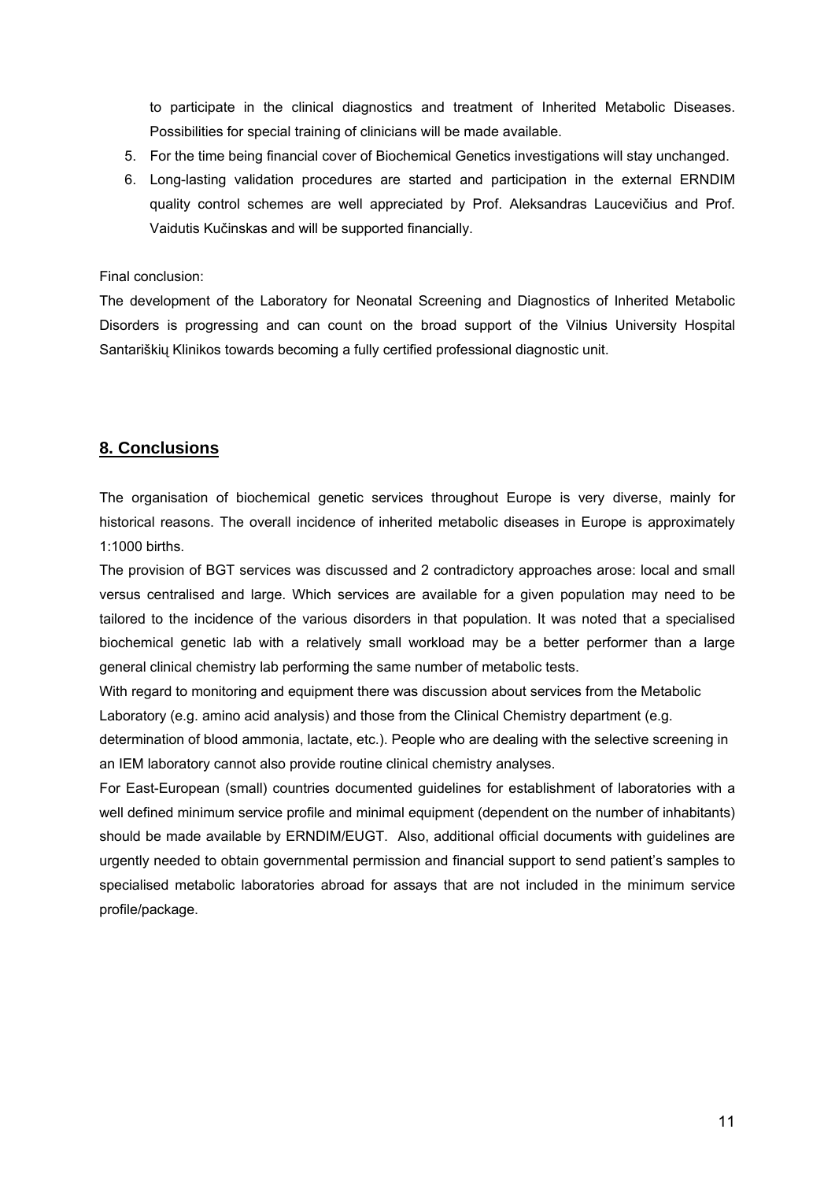to participate in the clinical diagnostics and treatment of Inherited Metabolic Diseases. Possibilities for special training of clinicians will be made available.

5. For the time being financial cover of Biochemical Genetics investigations will stay unchanged.
6. Long-lasting validation procedures are started and participation in the external ERNDIM quality control schemes are well appreciated by Prof. Aleksandras Laucevičius and Prof. Vaidutis Kučinskas and will be supported financially.

Final conclusion:

The development of the Laboratory for Neonatal Screening and Diagnostics of Inherited Metabolic Disorders is progressing and can count on the broad support of the Vilnius University Hospital Santariškių Klinikos towards becoming a fully certified professional diagnostic unit.

## 8. Conclusions

The organisation of biochemical genetic services throughout Europe is very diverse, mainly for historical reasons. The overall incidence of inherited metabolic diseases in Europe is approximately 1:1000 births.

The provision of BGT services was discussed and 2 contradictory approaches arose: local and small versus centralised and large. Which services are available for a given population may need to be tailored to the incidence of the various disorders in that population. It was noted that a specialised biochemical genetic lab with a relatively small workload may be a better performer than a large general clinical chemistry lab performing the same number of metabolic tests.

With regard to monitoring and equipment there was discussion about services from the Metabolic Laboratory (e.g. amino acid analysis) and those from the Clinical Chemistry department (e.g. determination of blood ammonia, lactate, etc.). People who are dealing with the selective screening in an IEM laboratory cannot also provide routine clinical chemistry analyses.

For East-European (small) countries documented guidelines for establishment of laboratories with a well defined minimum service profile and minimal equipment (dependent on the number of inhabitants) should be made available by ERNDIM/EUGT. Also, additional official documents with guidelines are urgently needed to obtain governmental permission and financial support to send patient's samples to specialised metabolic laboratories abroad for assays that are not included in the minimum service profile/package.